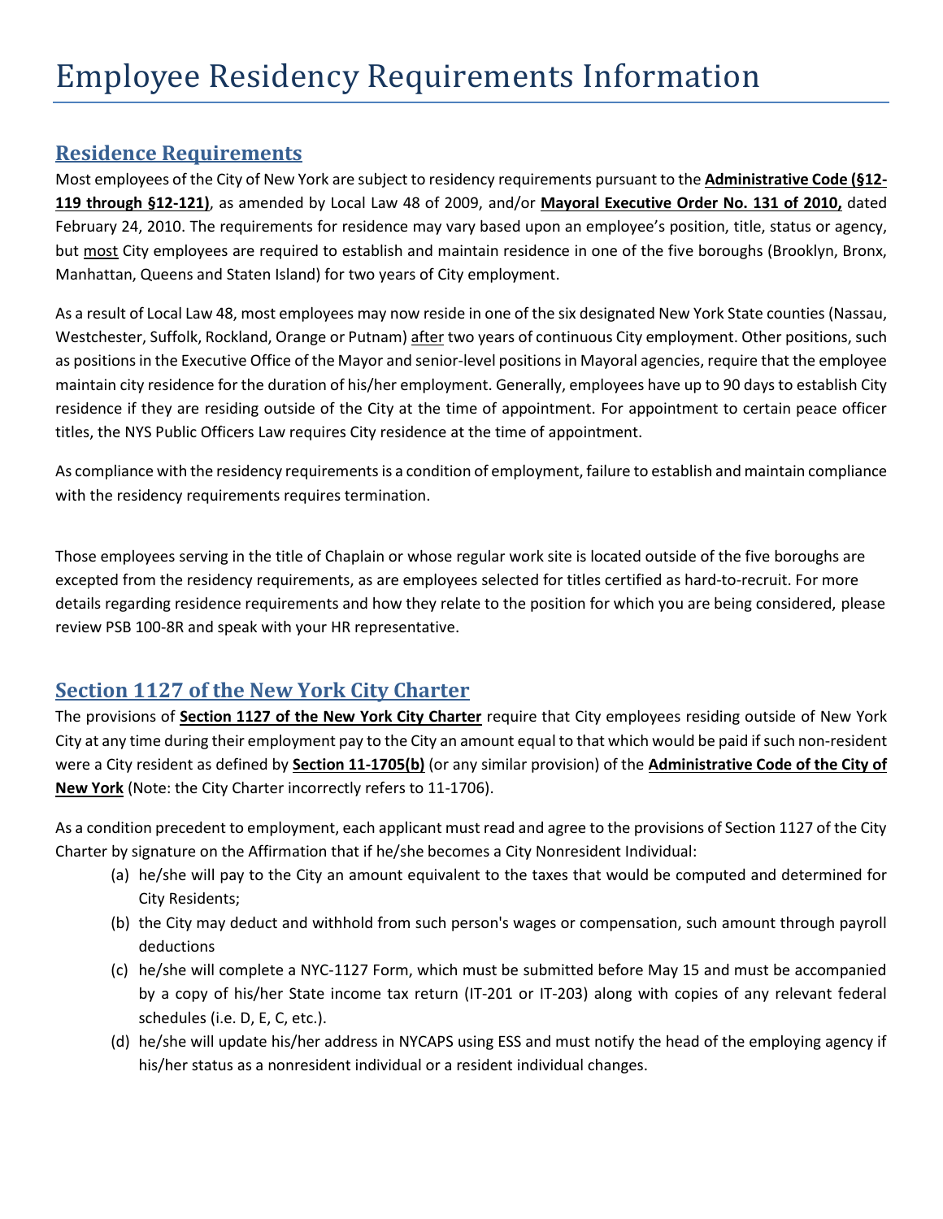# Employee Residency Requirements Information

## Residence Requirements

Most employees of the City of New York are subject to residency requirements pursuant to the **Administrative Code (§12-119 through §12-121)**, as amended by Local Law 48 of 2009, and/or **Mayoral Executive Order No. 131 of 2010,** dated February 24, 2010. The requirements for residence may vary based upon an employee's position, title, status or agency, but most City employees are required to establish and maintain residence in one of the five boroughs (Brooklyn, Bronx, Manhattan, Queens and Staten Island) for two years of City employment.

As a result of Local Law 48, most employees may now reside in one of the six designated New York State counties (Nassau, Westchester, Suffolk, Rockland, Orange or Putnam) after two years of continuous City employment. Other positions, such as positions in the Executive Office of the Mayor and senior-level positions in Mayoral agencies, require that the employee maintain city residence for the duration of his/her employment. Generally, employees have up to 90 days to establish City residence if they are residing outside of the City at the time of appointment. For appointment to certain peace officer titles, the NYS Public Officers Law requires City residence at the time of appointment.

As compliance with the residency requirements is a condition of employment, failure to establish and maintain compliance with the residency requirements requires termination.

Those employees serving in the title of Chaplain or whose regular work site is located outside of the five boroughs are excepted from the residency requirements, as are employees selected for titles certified as hard-to-recruit. For more details regarding residence requirements and how they relate to the position for which you are being considered, please review PSB 100-8R and speak with your HR representative.

## Section 1127 of the New York City Charter

The provisions of **Section 1127 of the New York City Charter** require that City employees residing outside of New York City at any time during their employment pay to the City an amount equal to that which would be paid if such non-resident were a City resident as defined by **Section 11-1705(b)** (or any similar provision) of the **Administrative Code of the City of New York** (Note: the City Charter incorrectly refers to 11-1706).

As a condition precedent to employment, each applicant must read and agree to the provisions of Section 1127 of the City Charter by signature on the Affirmation that if he/she becomes a City Nonresident Individual:

(a) he/she will pay to the City an amount equivalent to the taxes that would be computed and determined for City Residents;

(b) the City may deduct and withhold from such person's wages or compensation, such amount through payroll deductions

(c) he/she will complete a NYC-1127 Form, which must be submitted before May 15 and must be accompanied by a copy of his/her State income tax return (IT-201 or IT-203) along with copies of any relevant federal schedules (i.e. D, E, C, etc.).

(d) he/she will update his/her address in NYCAPS using ESS and must notify the head of the employing agency if his/her status as a nonresident individual or a resident individual changes.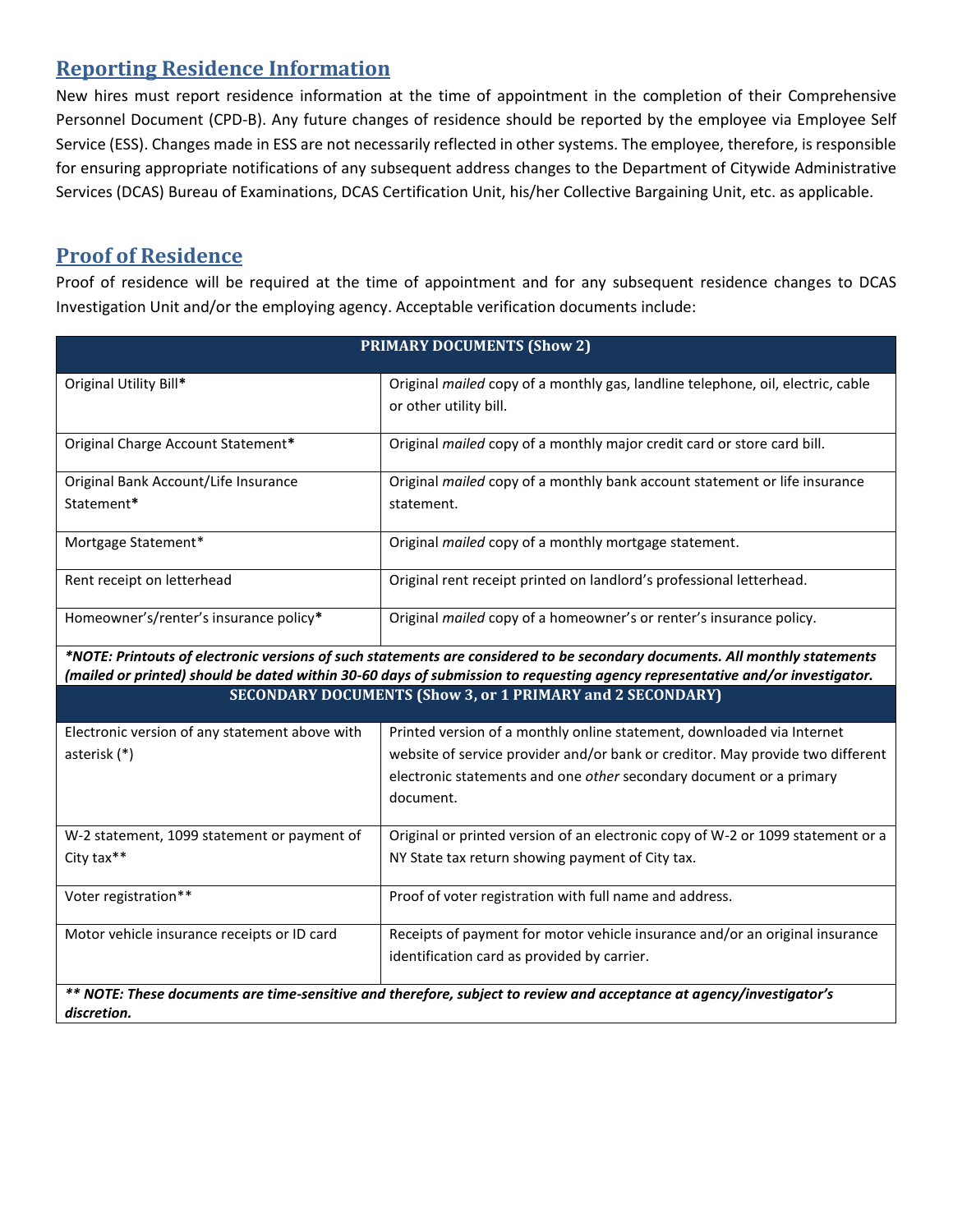## Reporting Residence Information

New hires must report residence information at the time of appointment in the completion of their Comprehensive Personnel Document (CPD-B). Any future changes of residence should be reported by the employee via Employee Self Service (ESS). Changes made in ESS are not necessarily reflected in other systems. The employee, therefore, is responsible for ensuring appropriate notifications of any subsequent address changes to the Department of Citywide Administrative Services (DCAS) Bureau of Examinations, DCAS Certification Unit, his/her Collective Bargaining Unit, etc. as applicable.

## Proof of Residence

Proof of residence will be required at the time of appointment and for any subsequent residence changes to DCAS Investigation Unit and/or the employing agency. Acceptable verification documents include:

| **PRIMARY DOCUMENTS (Show 2)** | |
|---|---|
| Original Utility Bill* | Original *mailed* copy of a monthly gas, landline telephone, oil, electric, cable or other utility bill. |
| Original Charge Account Statement* | Original *mailed* copy of a monthly major credit card or store card bill. |
| Original Bank Account/Life Insurance Statement* | Original *mailed* copy of a monthly bank account statement or life insurance statement. |
| Mortgage Statement* | Original *mailed* copy of a monthly mortgage statement. |
| Rent receipt on letterhead | Original rent receipt printed on landlord's professional letterhead. |
| Homeowner's/renter's insurance policy* | Original *mailed* copy of a homeowner's or renter's insurance policy. |
| ***NOTE: Printouts of electronic versions of such statements are considered to be secondary documents. All monthly statements (mailed or printed) should be dated within 30-60 days of submission to requesting agency representative and/or investigator.*** | |
| **SECONDARY DOCUMENTS (Show 3, or 1 PRIMARY and 2 SECONDARY)** | |
| Electronic version of any statement above with asterisk (*) | Printed version of a monthly online statement, downloaded via Internet website of service provider and/or bank or creditor. May provide two different electronic statements and one *other* secondary document or a primary document. |
| W-2 statement, 1099 statement or payment of City tax** | Original or printed version of an electronic copy of W-2 or 1099 statement or a NY State tax return showing payment of City tax. |
| Voter registration** | Proof of voter registration with full name and address. |
| Motor vehicle insurance receipts or ID card | Receipts of payment for motor vehicle insurance and/or an original insurance identification card as provided by carrier. |
| ***\** NOTE: These documents are time-sensitive and therefore, subject to review and acceptance at agency/investigator's discretion.*** | |